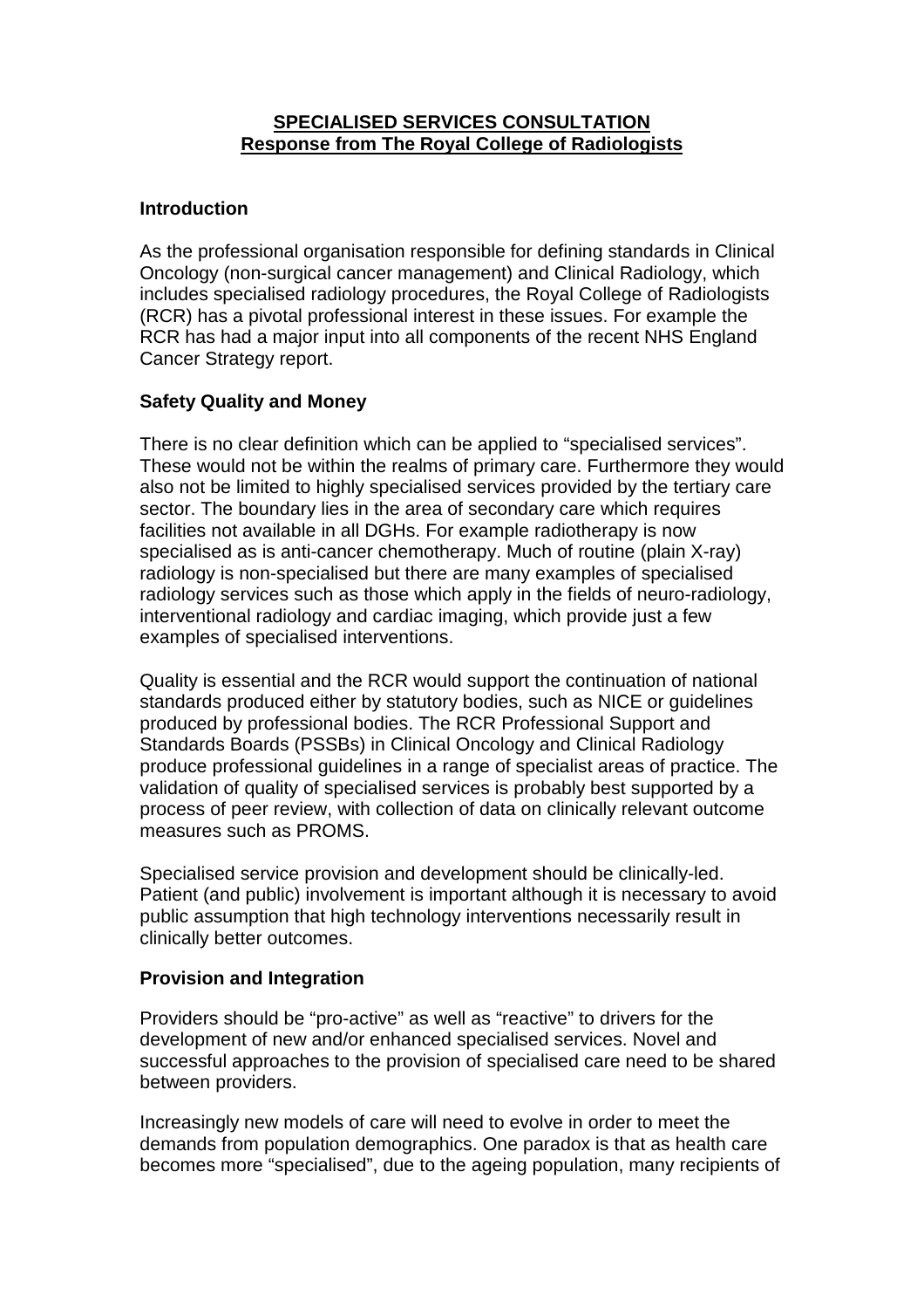**SPECIALISED SERVICES CONSULTATION**
**Response from The Royal College of Radiologists**

## Introduction

As the professional organisation responsible for defining standards in Clinical Oncology (non-surgical cancer management) and Clinical Radiology, which includes specialised radiology procedures, the Royal College of Radiologists (RCR) has a pivotal professional interest in these issues. For example the RCR has had a major input into all components of the recent NHS England Cancer Strategy report.

## Safety Quality and Money

There is no clear definition which can be applied to "specialised services". These would not be within the realms of primary care. Furthermore they would also not be limited to highly specialised services provided by the tertiary care sector. The boundary lies in the area of secondary care which requires facilities not available in all DGHs. For example radiotherapy is now specialised as is anti-cancer chemotherapy. Much of routine (plain X-ray) radiology is non-specialised but there are many examples of specialised radiology services such as those which apply in the fields of neuro-radiology, interventional radiology and cardiac imaging, which provide just a few examples of specialised interventions.

Quality is essential and the RCR would support the continuation of national standards produced either by statutory bodies, such as NICE or guidelines produced by professional bodies. The RCR Professional Support and Standards Boards (PSSBs) in Clinical Oncology and Clinical Radiology produce professional guidelines in a range of specialist areas of practice. The validation of quality of specialised services is probably best supported by a process of peer review, with collection of data on clinically relevant outcome measures such as PROMS.

Specialised service provision and development should be clinically-led. Patient (and public) involvement is important although it is necessary to avoid public assumption that high technology interventions necessarily result in clinically better outcomes.

## Provision and Integration

Providers should be "pro-active" as well as "reactive" to drivers for the development of new and/or enhanced specialised services. Novel and successful approaches to the provision of specialised care need to be shared between providers.

Increasingly new models of care will need to evolve in order to meet the demands from population demographics. One paradox is that as health care becomes more "specialised", due to the ageing population, many recipients of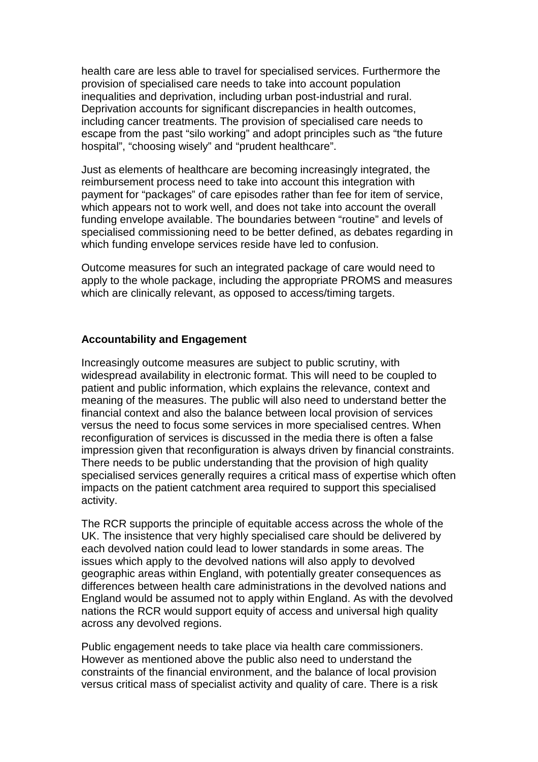health care are less able to travel for specialised services. Furthermore the provision of specialised care needs to take into account population inequalities and deprivation, including urban post-industrial and rural. Deprivation accounts for significant discrepancies in health outcomes, including cancer treatments. The provision of specialised care needs to escape from the past "silo working" and adopt principles such as "the future hospital", "choosing wisely" and "prudent healthcare".

Just as elements of healthcare are becoming increasingly integrated, the reimbursement process need to take into account this integration with payment for "packages" of care episodes rather than fee for item of service, which appears not to work well, and does not take into account the overall funding envelope available. The boundaries between "routine" and levels of specialised commissioning need to be better defined, as debates regarding in which funding envelope services reside have led to confusion.

Outcome measures for such an integrated package of care would need to apply to the whole package, including the appropriate PROMS and measures which are clinically relevant, as opposed to access/timing targets.

**Accountability and Engagement**

Increasingly outcome measures are subject to public scrutiny, with widespread availability in electronic format. This will need to be coupled to patient and public information, which explains the relevance, context and meaning of the measures. The public will also need to understand better the financial context and also the balance between local provision of services versus the need to focus some services in more specialised centres. When reconfiguration of services is discussed in the media there is often a false impression given that reconfiguration is always driven by financial constraints. There needs to be public understanding that the provision of high quality specialised services generally requires a critical mass of expertise which often impacts on the patient catchment area required to support this specialised activity.

The RCR supports the principle of equitable access across the whole of the UK. The insistence that very highly specialised care should be delivered by each devolved nation could lead to lower standards in some areas. The issues which apply to the devolved nations will also apply to devolved geographic areas within England, with potentially greater consequences as differences between health care administrations in the devolved nations and England would be assumed not to apply within England. As with the devolved nations the RCR would support equity of access and universal high quality across any devolved regions.

Public engagement needs to take place via health care commissioners. However as mentioned above the public also need to understand the constraints of the financial environment, and the balance of local provision versus critical mass of specialist activity and quality of care. There is a risk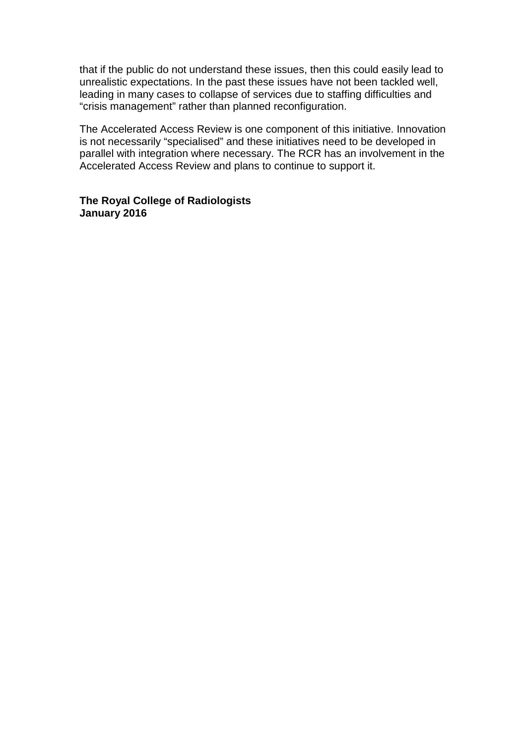that if the public do not understand these issues, then this could easily lead to unrealistic expectations. In the past these issues have not been tackled well, leading in many cases to collapse of services due to staffing difficulties and “crisis management” rather than planned reconfiguration.

The Accelerated Access Review is one component of this initiative. Innovation is not necessarily “specialised” and these initiatives need to be developed in parallel with integration where necessary. The RCR has an involvement in the Accelerated Access Review and plans to continue to support it.

**The Royal College of Radiologists**
**January 2016**